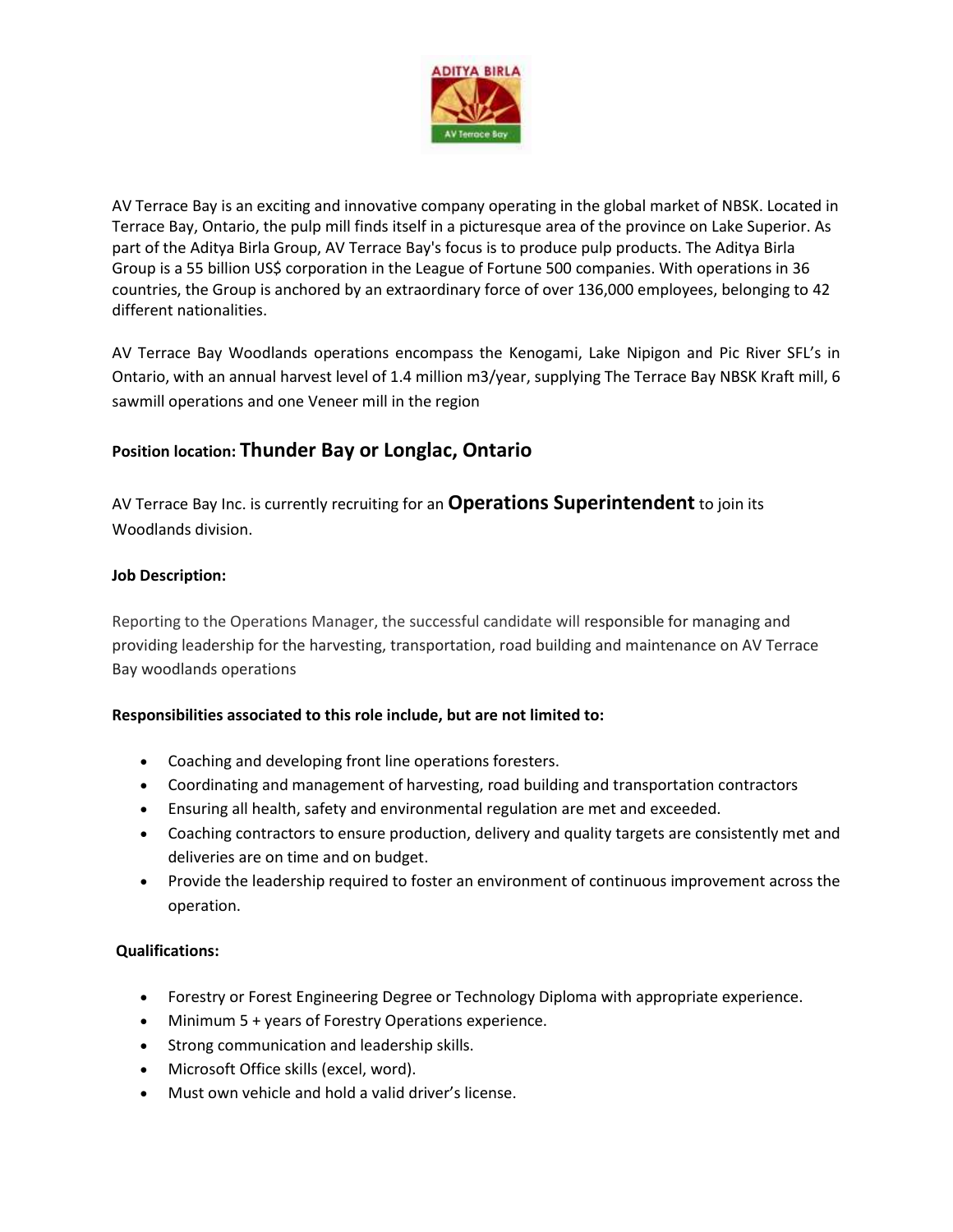AV Terrace Bay is an exciting and innovative company operating in the global market of NBSK. Located in Terrace Bay, Ontario, the pulp mill finds itself in a picturesque area of the province on Lake Superior. As part of the Aditya Birla Group, AV Terrace Bay's focus is to produce pulp products. The Aditya Birla Group is a 55 billion US$ corporation in the League of Fortune 500 companies. With operations in 36 countries, the Group is anchored by an extraordinary force of over 136,000 employees, belonging to 42 different nationalities.

AV Terrace Bay Woodlands operations encompass the Kenogami, Lake Nipigon and Pic River SFL's in Ontario, with an annual harvest level of 1.4 million m3/year, supplying The Terrace Bay NBSK Kraft mill, 6 sawmill operations and one Veneer mill in the region

**Position location: Thunder Bay or Longlac, Ontario**

AV Terrace Bay Inc. is currently recruiting for an **Operations Superintendent** to join its Woodlands division.

**Job Description:**

Reporting to the Operations Manager, the successful candidate will responsible for managing and providing leadership for the harvesting, transportation, road building and maintenance on AV Terrace Bay woodlands operations

**Responsibilities associated to this role include, but are not limited to:**

- Coaching and developing front line operations foresters.
- Coordinating and management of harvesting, road building and transportation contractors
- Ensuring all health, safety and environmental regulation are met and exceeded.
- Coaching contractors to ensure production, delivery and quality targets are consistently met and deliveries are on time and on budget.
- Provide the leadership required to foster an environment of continuous improvement across the operation.

**Qualifications:**

- Forestry or Forest Engineering Degree or Technology Diploma with appropriate experience.
- Minimum 5 + years of Forestry Operations experience.
- Strong communication and leadership skills.
- Microsoft Office skills (excel, word).
- Must own vehicle and hold a valid driver's license.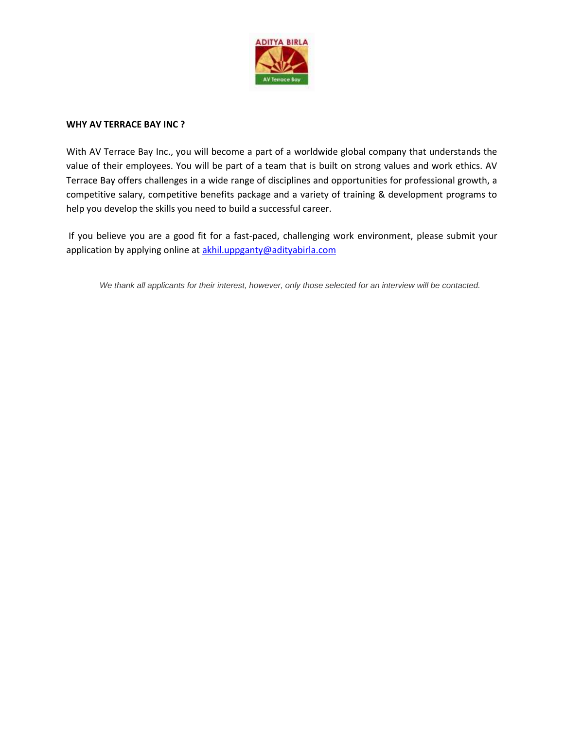**WHY AV TERRACE BAY INC ?**

With AV Terrace Bay Inc., you will become a part of a worldwide global company that understands the value of their employees. You will be part of a team that is built on strong values and work ethics. AV Terrace Bay offers challenges in a wide range of disciplines and opportunities for professional growth, a competitive salary, competitive benefits package and a variety of training & development programs to help you develop the skills you need to build a successful career.

If you believe you are a good fit for a fast-paced, challenging work environment, please submit your application by applying online at akhil.uppganty@adityabirla.com

*We thank all applicants for their interest, however, only those selected for an interview will be contacted.*